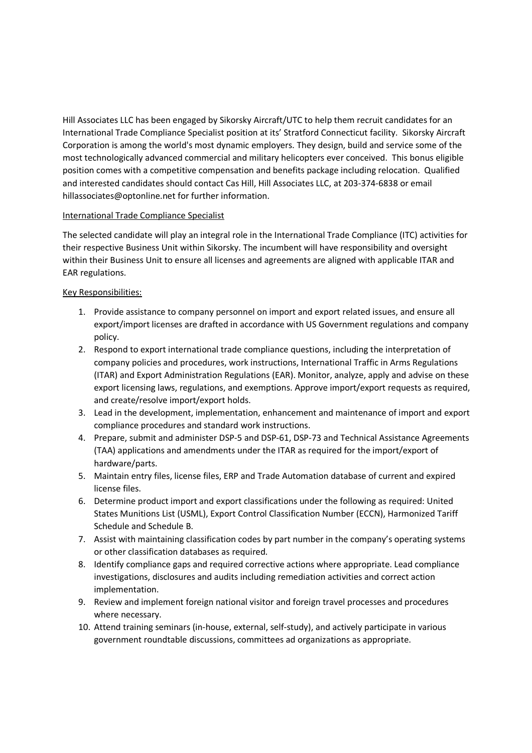Hill Associates LLC has been engaged by Sikorsky Aircraft/UTC to help them recruit candidates for an International Trade Compliance Specialist position at its' Stratford Connecticut facility. Sikorsky Aircraft Corporation is among the world's most dynamic employers. They design, build and service some of the most technologically advanced commercial and military helicopters ever conceived. This bonus eligible position comes with a competitive compensation and benefits package including relocation. Qualified and interested candidates should contact Cas Hill, Hill Associates LLC, at 203-374-6838 or email hillassociates@optonline.net for further information.

<u>International Trade Compliance Specialist</u>

The selected candidate will play an integral role in the International Trade Compliance (ITC) activities for their respective Business Unit within Sikorsky. The incumbent will have responsibility and oversight within their Business Unit to ensure all licenses and agreements are aligned with applicable ITAR and EAR regulations.

<u>Key Responsibilities:</u>

1. Provide assistance to company personnel on import and export related issues, and ensure all export/import licenses are drafted in accordance with US Government regulations and company policy.
2. Respond to export international trade compliance questions, including the interpretation of company policies and procedures, work instructions, International Traffic in Arms Regulations (ITAR) and Export Administration Regulations (EAR). Monitor, analyze, apply and advise on these export licensing laws, regulations, and exemptions. Approve import/export requests as required, and create/resolve import/export holds.
3. Lead in the development, implementation, enhancement and maintenance of import and export compliance procedures and standard work instructions.
4. Prepare, submit and administer DSP-5 and DSP-61, DSP-73 and Technical Assistance Agreements (TAA) applications and amendments under the ITAR as required for the import/export of hardware/parts.
5. Maintain entry files, license files, ERP and Trade Automation database of current and expired license files.
6. Determine product import and export classifications under the following as required: United States Munitions List (USML), Export Control Classification Number (ECCN), Harmonized Tariff Schedule and Schedule B.
7. Assist with maintaining classification codes by part number in the company's operating systems or other classification databases as required.
8. Identify compliance gaps and required corrective actions where appropriate. Lead compliance investigations, disclosures and audits including remediation activities and correct action implementation.
9. Review and implement foreign national visitor and foreign travel processes and procedures where necessary.
10. Attend training seminars (in-house, external, self-study), and actively participate in various government roundtable discussions, committees ad organizations as appropriate.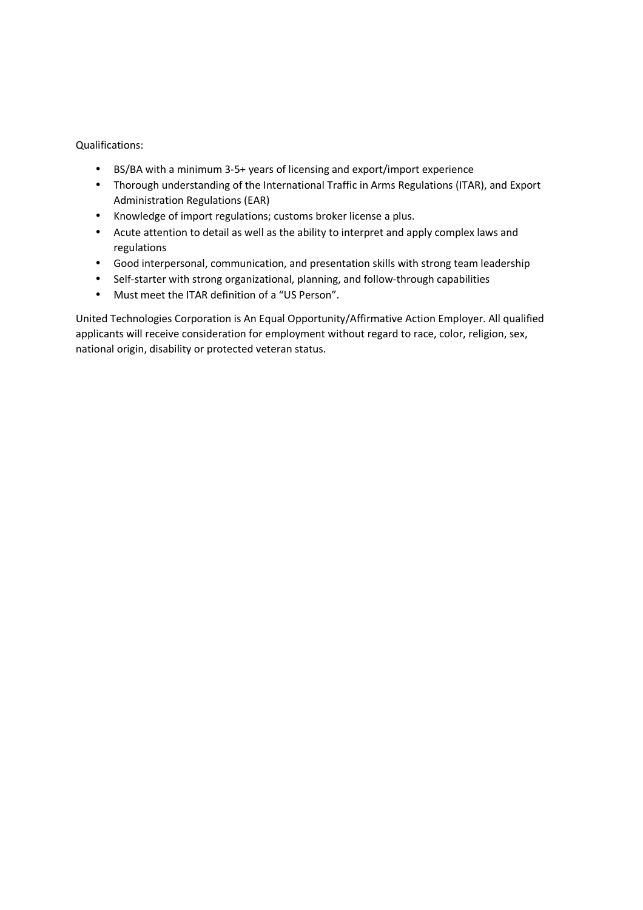Qualifications:

- BS/BA with a minimum 3-5+ years of licensing and export/import experience
- Thorough understanding of the International Traffic in Arms Regulations (ITAR), and Export Administration Regulations (EAR)
- Knowledge of import regulations; customs broker license a plus.
- Acute attention to detail as well as the ability to interpret and apply complex laws and regulations
- Good interpersonal, communication, and presentation skills with strong team leadership
- Self-starter with strong organizational, planning, and follow-through capabilities
- Must meet the ITAR definition of a "US Person".

United Technologies Corporation is An Equal Opportunity/Affirmative Action Employer. All qualified applicants will receive consideration for employment without regard to race, color, religion, sex, national origin, disability or protected veteran status.